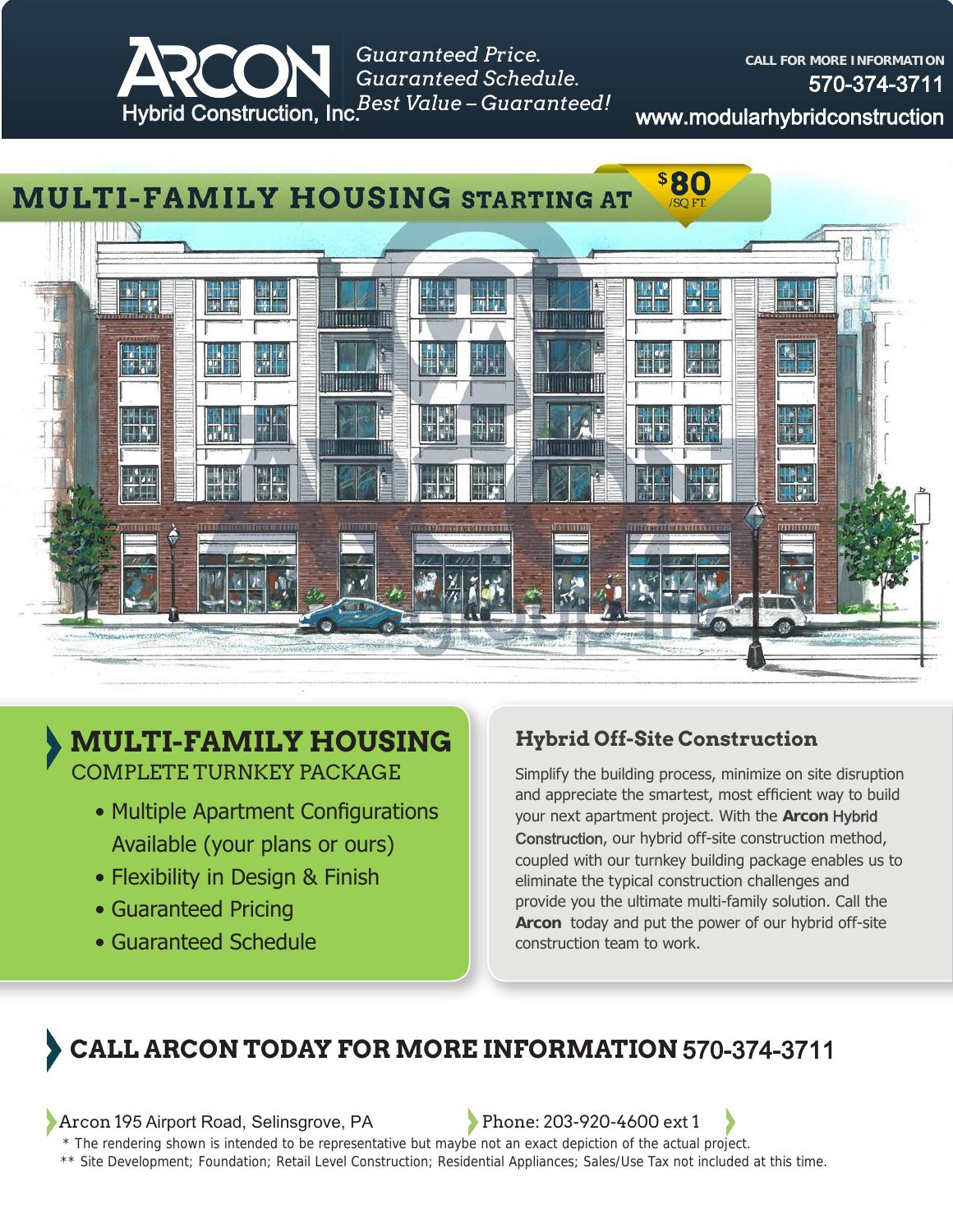# ARCON Hybrid Construction, Inc.

*Guaranteed Price.*
*Guaranteed Schedule.*
*Best Value – Guaranteed!*

CALL FOR MORE INFORMATION
570-374-3711
www.modularhybridconstruction

## MULTI-FAMILY HOUSING STARTING AT $80 /SQ FT.

## MULTI-FAMILY HOUSING

COMPLETE TURNKEY PACKAGE

- Multiple Apartment Configurations Available (your plans or ours)
- Flexibility in Design & Finish
- Guaranteed Pricing
- Guaranteed Schedule

### Hybrid Off-Site Construction

Simplify the building process, minimize on site disruption and appreciate the smartest, most efficient way to build your next apartment project. With the **Arcon** Hybrid Construction, our hybrid off-site construction method, coupled with our turnkey building package enables us to eliminate the typical construction challenges and provide you the ultimate multi-family solution. Call the **Arcon** today and put the power of our hybrid off-site construction team to work.

## CALL ARCON TODAY FOR MORE INFORMATION 570-374-3711

Arcon 195 Airport Road, Selinsgrove, PA

Phone: 203-920-4600 ext 1

\* The rendering shown is intended to be representative but maybe not an exact depiction of the actual project.

** Site Development; Foundation; Retail Level Construction; Residential Appliances; Sales/Use Tax not included at this time.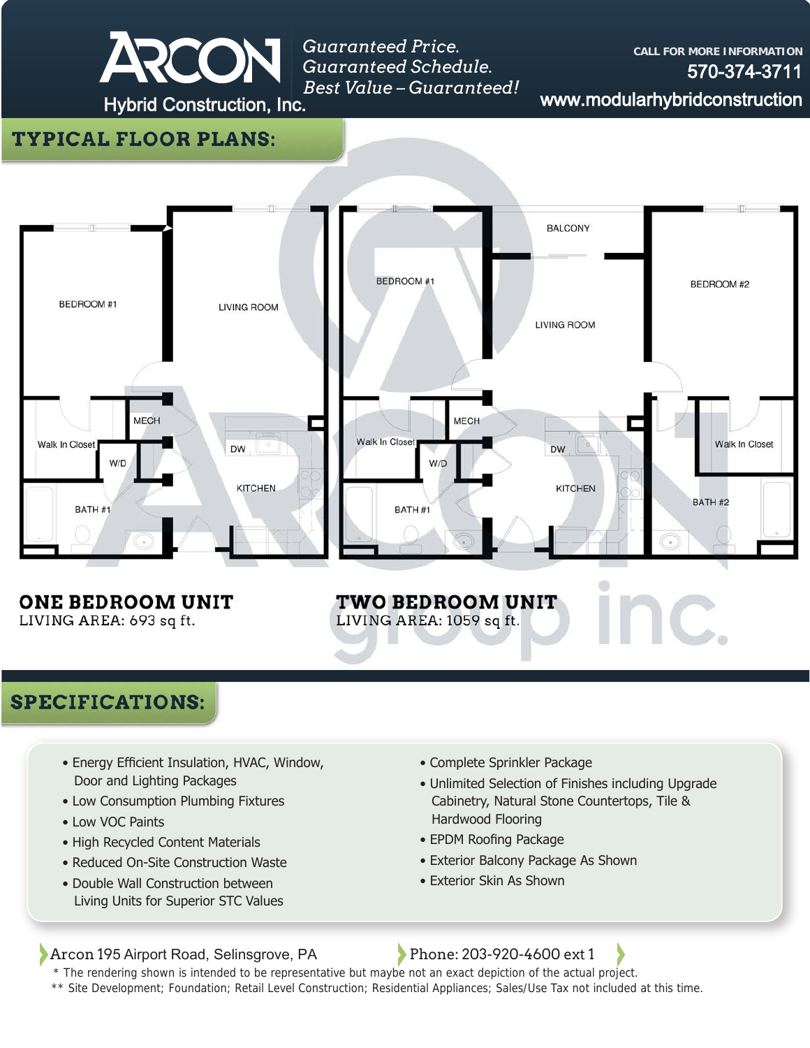ARCON Hybrid Construction, Inc.

*Guaranteed Price.*
*Guaranteed Schedule.*
*Best Value – Guaranteed!*

CALL FOR MORE INFORMATION
570-374-3711
www.modularhybridconstruction

## TYPICAL FLOOR PLANS:

BEDROOM #1
LIVING ROOM
MECH
Walk In Closet
W/D
DW
KITCHEN
BATH #1

BALCONY
BEDROOM #1
LIVING ROOM
BEDROOM #2
MECH
Walk In Closet
W/D
DW
KITCHEN
BATH #1
Walk In Closet
BATH #2

**ONE BEDROOM UNIT**
LIVING AREA: 693 sq ft.

**TWO BEDROOM UNIT**
LIVING AREA: 1059 sq ft.

## SPECIFICATIONS:

- Energy Efficient Insulation, HVAC, Window, Door and Lighting Packages
- Low Consumption Plumbing Fixtures
- Low VOC Paints
- High Recycled Content Materials
- Reduced On-Site Construction Waste
- Double Wall Construction between Living Units for Superior STC Values
- Complete Sprinkler Package
- Unlimited Selection of Finishes including Upgrade Cabinetry, Natural Stone Countertops, Tile & Hardwood Flooring
- EPDM Roofing Package
- Exterior Balcony Package As Shown
- Exterior Skin As Shown

Arcon 195 Airport Road, Selinsgrove, PA Phone: 203-920-4600 ext 1

\* The rendering shown is intended to be representative but maybe not an exact depiction of the actual project.
** Site Development; Foundation; Retail Level Construction; Residential Appliances; Sales/Use Tax not included at this time.